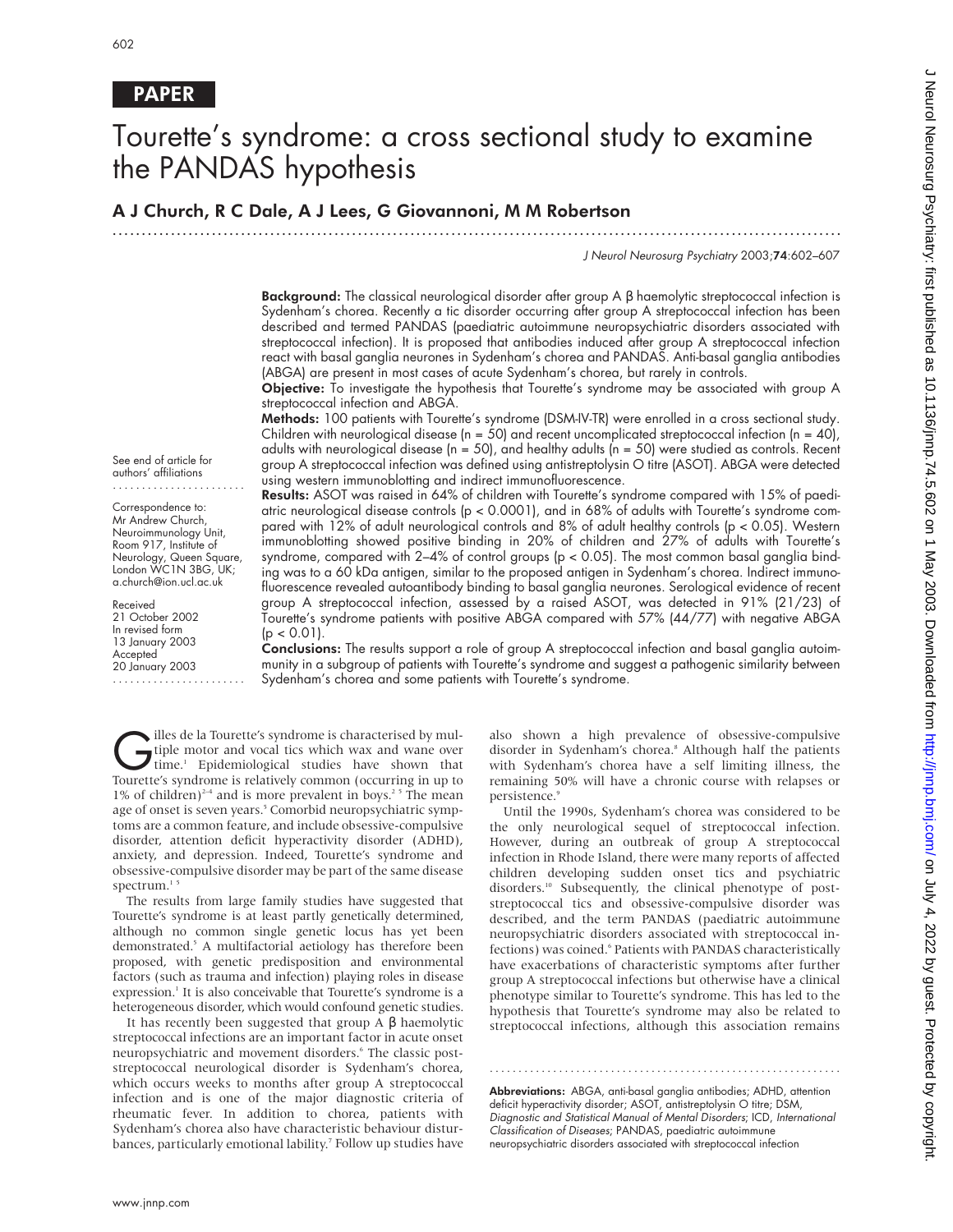PAPER

# Tourette's syndrome: a cross sectional study to examine the PANDAS hypothesis

**A J Church, R C Dale, A J Lees, G Giovannoni, M M Robertson**

See end of article for authors' affiliations

Correspondence to: Mr Andrew Church, Neuroimmunology Unit, Room 917, Institute of Neurology, Queen Square, London WC1N 3BG, UK; a.church@ion.ucl.ac.uk

Received 21 October 2002
In revised form 13 January 2003
Accepted 20 January 2003

**Background:** The classical neurological disorder after group A β haemolytic streptococcal infection is Sydenham's chorea. Recently a tic disorder occurring after group A streptococcal infection has been described and termed PANDAS (paediatric autoimmune neuropsychiatric disorders associated with streptococcal infection). It is proposed that antibodies induced after group A streptococcal infection react with basal ganglia neurones in Sydenham's chorea and PANDAS. Anti-basal ganglia antibodies (ABGA) are present in most cases of acute Sydenham's chorea, but rarely in controls.

**Objective:** To investigate the hypothesis that Tourette's syndrome may be associated with group A streptococcal infection and ABGA.

**Methods:** 100 patients with Tourette's syndrome (DSM-IV-TR) were enrolled in a cross sectional study. Children with neurological disease (n = 50) and recent uncomplicated streptococcal infection (n = 40), adults with neurological disease (n = 50), and healthy adults (n = 50) were studied as controls. Recent group A streptococcal infection was defined using antistreptolysin O titre (ASOT). ABGA were detected using western immunoblotting and indirect immunofluorescence.

**Results:** ASOT was raised in 64% of children with Tourette's syndrome compared with 15% of paediatric neurological disease controls ($p < 0.0001$), and in 68% of adults with Tourette's syndrome compared with 12% of adult neurological controls and 8% of adult healthy controls ($p < 0.05$). Western immunoblotting showed positive binding in 20% of children and 27% of adults with Tourette's syndrome, compared with 2–4% of control groups ($p < 0.05$). The most common basal ganglia binding was to a 60 kDa antigen, similar to the proposed antigen in Sydenham's chorea. Indirect immunofluorescence revealed autoantibody binding to basal ganglia neurones. Serological evidence of recent group A streptococcal infection, assessed by a raised ASOT, was detected in 91% (21/23) of Tourette's syndrome patients with positive ABGA compared with 57% (44/77) with negative ABGA ($p < 0.01$).

**Conclusions:** The results support a role of group A streptococcal infection and basal ganglia autoimmunity in a subgroup of patients with Tourette's syndrome and suggest a pathogenic similarity between Sydenham's chorea and some patients with Tourette's syndrome.

Gilles de la Tourette's syndrome is characterised by multiple motor and vocal tics which wax and wane over time.[1] Epidemiological studies have shown that Tourette's syndrome is relatively common (occurring in up to 1% of children)[2–4] and is more prevalent in boys.[2 5] The mean age of onset is seven years.[5] Comorbid neuropsychiatric symptoms are a common feature, and include obsessive-compulsive disorder, attention deficit hyperactivity disorder (ADHD), anxiety, and depression. Indeed, Tourette's syndrome and obsessive-compulsive disorder may be part of the same disease spectrum.[1 5]

The results from large family studies have suggested that Tourette's syndrome is at least partly genetically determined, although no common single genetic locus has yet been demonstrated.[5] A multifactorial aetiology has therefore been proposed, with genetic predisposition and environmental factors (such as trauma and infection) playing roles in disease expression.[1] It is also conceivable that Tourette's syndrome is a heterogeneous disorder, which would confound genetic studies.

It has recently been suggested that group A β haemolytic streptococcal infections are an important factor in acute onset neuropsychiatric and movement disorders.[6] The classic post-streptococcal neurological disorder is Sydenham's chorea, which occurs weeks to months after group A streptococcal infection and is one of the major diagnostic criteria of rheumatic fever. In addition to chorea, patients with Sydenham's chorea also have characteristic behaviour disturbances, particularly emotional lability.[7] Follow up studies have also shown a high prevalence of obsessive-compulsive disorder in Sydenham's chorea.[8] Although half the patients with Sydenham's chorea have a self limiting illness, the remaining 50% will have a chronic course with relapses or persistence.[9]

Until the 1990s, Sydenham's chorea was considered to be the only neurological sequel of streptococcal infection. However, during an outbreak of group A streptococcal infection in Rhode Island, there were many reports of affected children developing sudden onset tics and psychiatric disorders.[10] Subsequently, the clinical phenotype of post-streptococcal tics and obsessive-compulsive disorder was described, and the term PANDAS (paediatric autoimmune neuropsychiatric disorders associated with streptococcal infections) was coined.[6] Patients with PANDAS characteristically have exacerbations of characteristic symptoms after further group A streptococcal infections but otherwise have a clinical phenotype similar to Tourette's syndrome. This has led to the hypothesis that Tourette's syndrome may also be related to streptococcal infections, although this association remains

**Abbreviations:** ABGA, anti-basal ganglia antibodies; ADHD, attention deficit hyperactivity disorder; ASOT, antistreptolysin O titre; DSM, *Diagnostic and Statistical Manual of Mental Disorders*; ICD, *International Classification of Diseases*; PANDAS, paediatric autoimmune neuropsychiatric disorders associated with streptococcal infection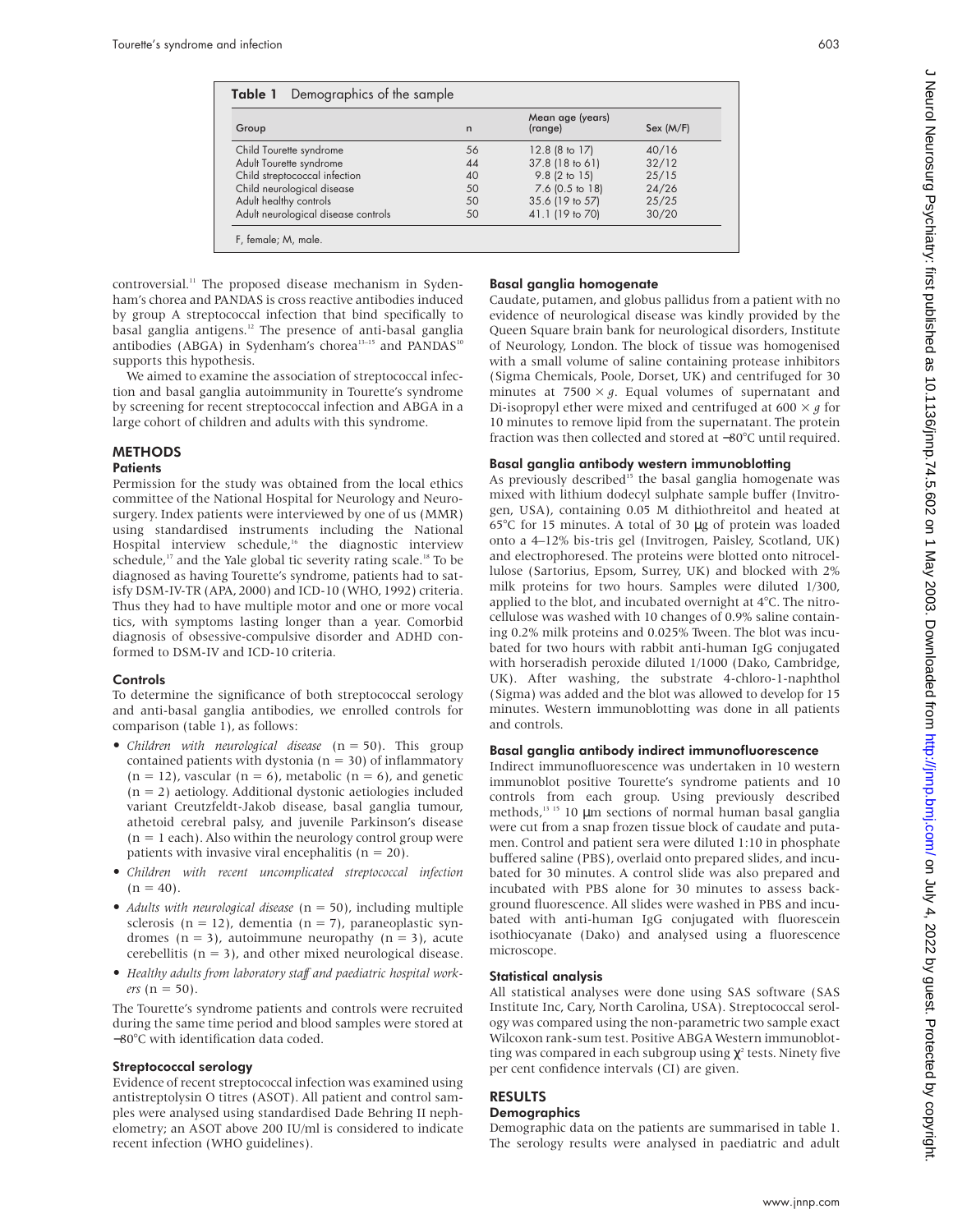**Table 1** Demographics of the sample

| Group | n | Mean age (years) (range) | Sex (M/F) |
|---|---|---|---|
| Child Tourette syndrome | 56 | 12.8 (8 to 17) | 40/16 |
| Adult Tourette syndrome | 44 | 37.8 (18 to 61) | 32/12 |
| Child streptococcal infection | 40 | 9.8 (2 to 15) | 25/15 |
| Child neurological disease | 50 | 7.6 (0.5 to 18) | 24/26 |
| Adult healthy controls | 50 | 35.6 (19 to 57) | 25/25 |
| Adult neurological disease controls | 50 | 41.1 (19 to 70) | 30/20 |

F, female; M, male.

controversial.[11] The proposed disease mechanism in Sydenham's chorea and PANDAS is cross reactive antibodies induced by group A streptococcal infection that bind specifically to basal ganglia antigens.[12] The presence of anti-basal ganglia antibodies (ABGA) in Sydenham's chorea[13–15] and PANDAS[10] supports this hypothesis.

We aimed to examine the association of streptococcal infection and basal ganglia autoimmunity in Tourette's syndrome by screening for recent streptococcal infection and ABGA in a large cohort of children and adults with this syndrome.

## METHODS

### Patients

Permission for the study was obtained from the local ethics committee of the National Hospital for Neurology and Neurosurgery. Index patients were interviewed by one of us (MMR) using standardised instruments including the National Hospital interview schedule,[16] the diagnostic interview schedule,[17] and the Yale global tic severity rating scale.[18] To be diagnosed as having Tourette's syndrome, patients had to satisfy DSM-IV-TR (APA, 2000) and ICD-10 (WHO, 1992) criteria. Thus they had to have multiple motor and one or more vocal tics, with symptoms lasting longer than a year. Comorbid diagnosis of obsessive-compulsive disorder and ADHD conformed to DSM-IV and ICD-10 criteria.

### Controls

To determine the significance of both streptococcal serology and anti-basal ganglia antibodies, we enrolled controls for comparison (table 1), as follows:

- *Children with neurological disease* (n = 50). This group contained patients with dystonia (n = 30) of inflammatory (n = 12), vascular (n = 6), metabolic (n = 6), and genetic (n = 2) aetiology. Additional dystonic aetiologies included variant Creutzfeldt-Jakob disease, basal ganglia tumour, athetoid cerebral palsy, and juvenile Parkinson's disease (n = 1 each). Also within the neurology control group were patients with invasive viral encephalitis (n = 20).
- *Children with recent uncomplicated streptococcal infection* (n = 40).
- *Adults with neurological disease* (n = 50), including multiple sclerosis (n = 12), dementia (n = 7), paraneoplastic syndromes (n = 3), autoimmune neuropathy (n = 3), acute cerebellitis (n = 3), and other mixed neurological disease.
- *Healthy adults from laboratory staff and paediatric hospital workers* (n = 50).

The Tourette's syndrome patients and controls were recruited during the same time period and blood samples were stored at −80°C with identification data coded.

### Streptococcal serology

Evidence of recent streptococcal infection was examined using antistreptolysin O titres (ASOT). All patient and control samples were analysed using standardised Dade Behring II nephelometry; an ASOT above 200 IU/ml is considered to indicate recent infection (WHO guidelines).

### Basal ganglia homogenate

Caudate, putamen, and globus pallidus from a patient with no evidence of neurological disease was kindly provided by the Queen Square brain bank for neurological disorders, Institute of Neurology, London. The block of tissue was homogenised with a small volume of saline containing protease inhibitors (Sigma Chemicals, Poole, Dorset, UK) and centrifuged for 30 minutes at 7500 × *g*. Equal volumes of supernatant and Di-isopropyl ether were mixed and centrifuged at 600 × *g* for 10 minutes to remove lipid from the supernatant. The protein fraction was then collected and stored at −80°C until required.

### Basal ganglia antibody western immunoblotting

As previously described[15] the basal ganglia homogenate was mixed with lithium dodecyl sulphate sample buffer (Invitrogen, USA), containing 0.05 M dithiothreitol and heated at 65°C for 15 minutes. A total of 30 μg of protein was loaded onto a 4–12% bis-tris gel (Invitrogen, Paisley, Scotland, UK) and electrophoresed. The proteins were blotted onto nitrocellulose (Sartorius, Epsom, Surrey, UK) and blocked with 2% milk proteins for two hours. Samples were diluted 1/300, applied to the blot, and incubated overnight at 4°C. The nitrocellulose was washed with 10 changes of 0.9% saline containing 0.2% milk proteins and 0.025% Tween. The blot was incubated for two hours with rabbit anti-human IgG conjugated with horseradish peroxide diluted 1/1000 (Dako, Cambridge, UK). After washing, the substrate 4-chloro-1-naphthol (Sigma) was added and the blot was allowed to develop for 15 minutes. Western immunoblotting was done in all patients and controls.

### Basal ganglia antibody indirect immunofluorescence

Indirect immunofluorescence was undertaken in 10 western immunoblot positive Tourette's syndrome patients and 10 controls from each group. Using previously described methods,[13 15] 10 μm sections of normal human basal ganglia were cut from a snap frozen tissue block of caudate and putamen. Control and patient sera were diluted 1:10 in phosphate buffered saline (PBS), overlaid onto prepared slides, and incubated for 30 minutes. A control slide was also prepared and incubated with PBS alone for 30 minutes to assess background fluorescence. All slides were washed in PBS and incubated with anti-human IgG conjugated with fluorescein isothiocyanate (Dako) and analysed using a fluorescence microscope.

### Statistical analysis

All statistical analyses were done using SAS software (SAS Institute Inc, Cary, North Carolina, USA). Streptococcal serology was compared using the non-parametric two sample exact Wilcoxon rank-sum test. Positive ABGA Western immunoblotting was compared in each subgroup using $\chi^2$ tests. Ninety five per cent confidence intervals (CI) are given.

## RESULTS

### Demographics

Demographic data on the patients are summarised in table 1. The serology results were analysed in paediatric and adult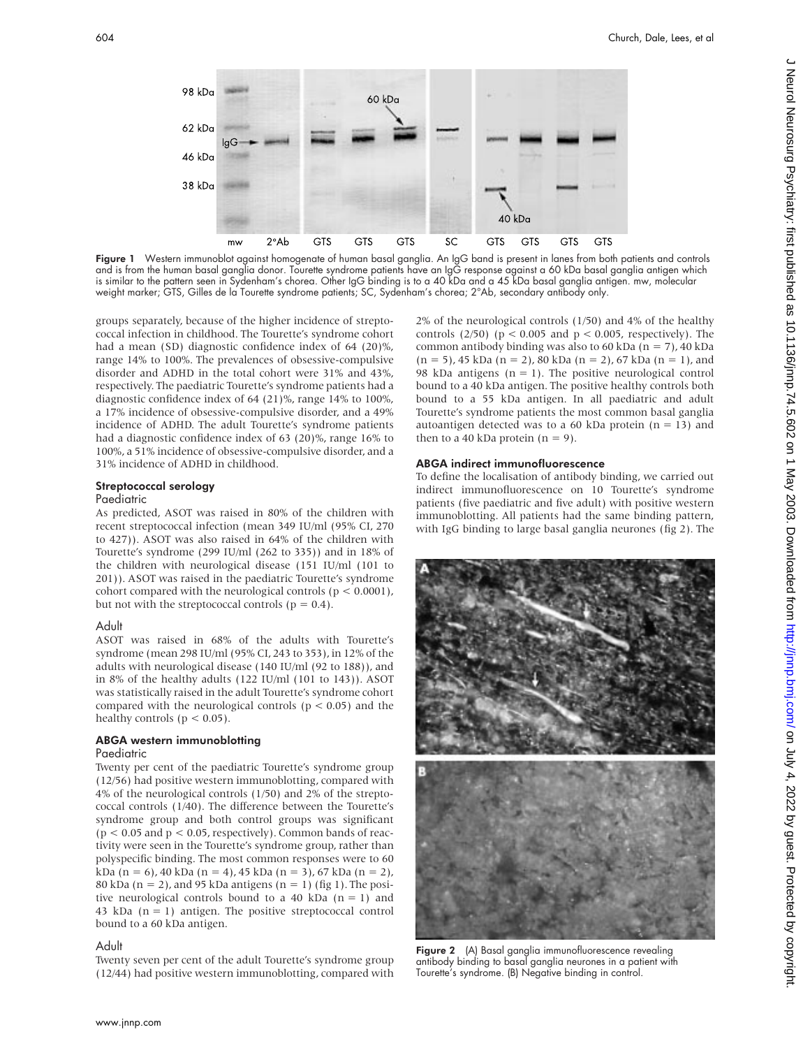Figure 1 Western immunoblot against homogenate of human basal ganglia. An IgG band is present in lanes from both patients and controls and is from the human basal ganglia donor. Tourette syndrome patients have an IgG response against a 60 kDa basal ganglia antigen which is similar to the pattern seen in Sydenham's chorea. Other IgG binding is to a 40 kDa and a 45 kDa basal ganglia antigen. mw, molecular weight marker; GTS, Gilles de la Tourette syndrome patients; SC, Sydenham's chorea; 2°Ab, secondary antibody only.

groups separately, because of the higher incidence of streptococcal infection in childhood. The Tourette's syndrome cohort had a mean (SD) diagnostic confidence index of 64 (20)%, range 14% to 100%. The prevalences of obsessive-compulsive disorder and ADHD in the total cohort were 31% and 43%, respectively. The paediatric Tourette's syndrome patients had a diagnostic confidence index of 64 (21)%, range 14% to 100%, a 17% incidence of obsessive-compulsive disorder, and a 49% incidence of ADHD. The adult Tourette's syndrome patients had a diagnostic confidence index of 63 (20)%, range 16% to 100%, a 51% incidence of obsessive-compulsive disorder, and a 31% incidence of ADHD in childhood.

### Streptococcal serology

#### Paediatric

As predicted, ASOT was raised in 80% of the children with recent streptococcal infection (mean 349 IU/ml (95% CI, 270 to 427)). ASOT was also raised in 64% of the children with Tourette's syndrome (299 IU/ml (262 to 335)) and in 18% of the children with neurological disease (151 IU/ml (101 to 201)). ASOT was raised in the paediatric Tourette's syndrome cohort compared with the neurological controls ($p < 0.0001$), but not with the streptococcal controls ($p = 0.4$).

#### Adult

ASOT was raised in 68% of the adults with Tourette's syndrome (mean 298 IU/ml (95% CI, 243 to 353), in 12% of the adults with neurological disease (140 IU/ml (92 to 188)), and in 8% of the healthy adults (122 IU/ml (101 to 143)). ASOT was statistically raised in the adult Tourette's syndrome cohort compared with the neurological controls ($p < 0.05$) and the healthy controls ($p < 0.05$).

### ABGA western immunoblotting

#### Paediatric

Twenty per cent of the paediatric Tourette's syndrome group (12/56) had positive western immunoblotting, compared with 4% of the neurological controls (1/50) and 2% of the streptococcal controls (1/40). The difference between the Tourette's syndrome group and both control groups was significant ($p < 0.05$ and $p < 0.05$, respectively). Common bands of reactivity were seen in the Tourette's syndrome group, rather than polyspecific binding. The most common responses were to 60 kDa (n = 6), 40 kDa (n = 4), 45 kDa (n = 3), 67 kDa (n = 2), 80 kDa (n = 2), and 95 kDa antigens (n = 1) (fig 1). The positive neurological controls bound to a 40 kDa (n = 1) and 43 kDa (n = 1) antigen. The positive streptococcal control bound to a 60 kDa antigen.

#### Adult

Twenty seven per cent of the adult Tourette's syndrome group (12/44) had positive western immunoblotting, compared with 2% of the neurological controls (1/50) and 4% of the healthy controls (2/50) ($p < 0.005$ and $p < 0.005$, respectively). The common antibody binding was also to 60 kDa (n = 7), 40 kDa (n = 5), 45 kDa (n = 2), 80 kDa (n = 2), 67 kDa (n = 1), and 98 kDa antigens (n = 1). The positive neurological control bound to a 40 kDa antigen. The positive healthy controls both bound to a 55 kDa antigen. In all paediatric and adult Tourette's syndrome patients the most common basal ganglia autoantigen detected was to a 60 kDa protein (n = 13) and then to a 40 kDa protein (n = 9).

### ABGA indirect immunofluorescence

To define the localisation of antibody binding, we carried out indirect immunofluorescence on 10 Tourette's syndrome patients (five paediatric and five adult) with positive western immunoblotting. All patients had the same binding pattern, with IgG binding to large basal ganglia neurones (fig 2). The

Figure 2 (A) Basal ganglia immunofluorescence revealing antibody binding to basal ganglia neurones in a patient with Tourette's syndrome. (B) Negative binding in control.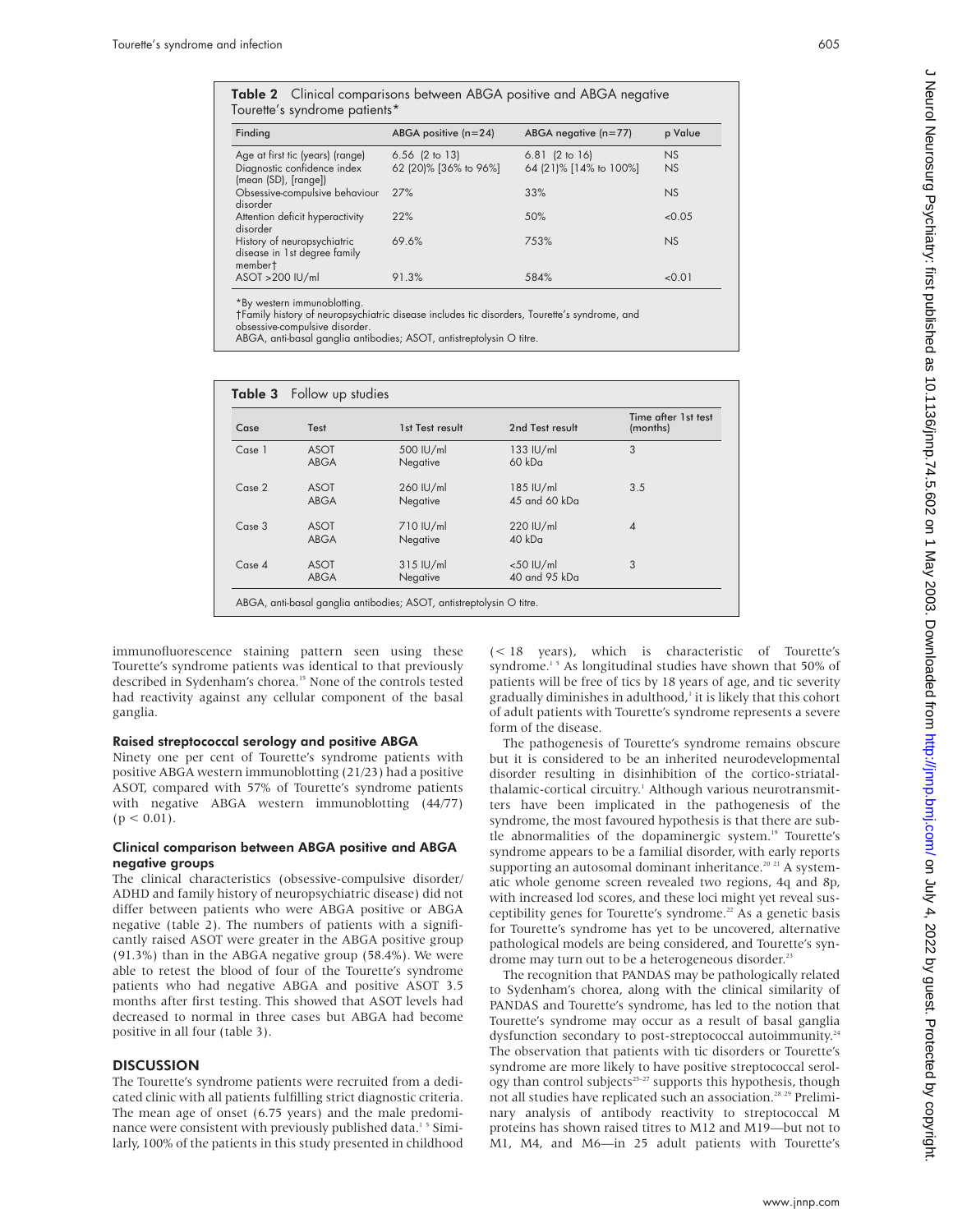**Table 2** Clinical comparisons between ABGA positive and ABGA negative Tourette's syndrome patients*

| Finding | ABGA positive (n=24) | ABGA negative (n=77) | p Value |
|---|---|---|---|
| Age at first tic (years) (range) | 6.56 (2 to 13) | 6.81 (2 to 16) | NS |
| Diagnostic confidence index (mean (SD), [range]) | 62 (20)% [36% to 96%] | 64 (21)% [14% to 100%] | NS |
| Obsessive-compulsive behaviour disorder | 27% | 33% | NS |
| Attention deficit hyperactivity disorder | 22% | 50% | <0.05 |
| History of neuropsychiatric disease in 1st degree family member† | 69.6% | 753% | NS |
| ASOT >200 IU/ml | 91.3% | 584% | <0.01 |

*By western immunoblotting.
†Family history of neuropsychiatric disease includes tic disorders, Tourette's syndrome, and obsessive-compulsive disorder.
ABGA, anti-basal ganglia antibodies; ASOT, antistreptolysin O titre.

**Table 3** Follow up studies

| Case | Test | 1st Test result | 2nd Test result | Time after 1st test (months) |
|---|---|---|---|---|
| Case 1 | ASOT | 500 IU/ml | 133 IU/ml | 3 |
| | ABGA | Negative | 60 kDa | |
| Case 2 | ASOT | 260 IU/ml | 185 IU/ml | 3.5 |
| | ABGA | Negative | 45 and 60 kDa | |
| Case 3 | ASOT | 710 IU/ml | 220 IU/ml | 4 |
| | ABGA | Negative | 40 kDa | |
| Case 4 | ASOT | 315 IU/ml | <50 IU/ml | 3 |
| | ABGA | Negative | 40 and 95 kDa | |

ABGA, anti-basal ganglia antibodies; ASOT, antistreptolysin O titre.

immunofluorescence staining pattern seen using these Tourette's syndrome patients was identical to that previously described in Sydenham's chorea.[15] None of the controls tested had reactivity against any cellular component of the basal ganglia.

### Raised streptococcal serology and positive ABGA

Ninety one per cent of Tourette's syndrome patients with positive ABGA western immunoblotting (21/23) had a positive ASOT, compared with 57% of Tourette's syndrome patients with negative ABGA western immunoblotting (44/77) ($p < 0.01$).

### Clinical comparison between ABGA positive and ABGA negative groups

The clinical characteristics (obsessive-compulsive disorder/ADHD and family history of neuropsychiatric disease) did not differ between patients who were ABGA positive or ABGA negative (table 2). The numbers of patients with a significantly raised ASOT were greater in the ABGA positive group (91.3%) than in the ABGA negative group (58.4%). We were able to retest the blood of four of the Tourette's syndrome patients who had negative ABGA and positive ASOT 3.5 months after first testing. This showed that ASOT levels had decreased to normal in three cases but ABGA had become positive in all four (table 3).

## DISCUSSION

The Tourette's syndrome patients were recruited from a dedicated clinic with all patients fulfilling strict diagnostic criteria. The mean age of onset (6.75 years) and the male predominance were consistent with previously published data.[1 5] Similarly, 100% of the patients in this study presented in childhood (< 18 years), which is characteristic of Tourette's syndrome.[1 5] As longitudinal studies have shown that 50% of patients will be free of tics by 18 years of age, and tic severity gradually diminishes in adulthood,[1] it is likely that this cohort of adult patients with Tourette's syndrome represents a severe form of the disease.

The pathogenesis of Tourette's syndrome remains obscure but it is considered to be an inherited neurodevelopmental disorder resulting in disinhibition of the cortico-striatal-thalamic-cortical circuitry.[1] Although various neurotransmitters have been implicated in the pathogenesis of the syndrome, the most favoured hypothesis is that there are subtle abnormalities of the dopaminergic system.[19] Tourette's syndrome appears to be a familial disorder, with early reports supporting an autosomal dominant inheritance.[20 21] A systematic whole genome screen revealed two regions, 4q and 8p, with increased lod scores, and these loci might yet reveal susceptibility genes for Tourette's syndrome.[22] As a genetic basis for Tourette's syndrome has yet to be uncovered, alternative pathological models are being considered, and Tourette's syndrome may turn out to be a heterogeneous disorder.[23]

The recognition that PANDAS may be pathologically related to Sydenham's chorea, along with the clinical similarity of PANDAS and Tourette's syndrome, has led to the notion that Tourette's syndrome may occur as a result of basal ganglia dysfunction secondary to post-streptococcal autoimmunity.[24] The observation that patients with tic disorders or Tourette's syndrome are more likely to have positive streptococcal serology than control subjects[25–27] supports this hypothesis, though not all studies have replicated such an association.[28 29] Preliminary analysis of antibody reactivity to streptococcal M proteins has shown raised titres to M12 and M19—but not to M1, M4, and M6—in 25 adult patients with Tourette's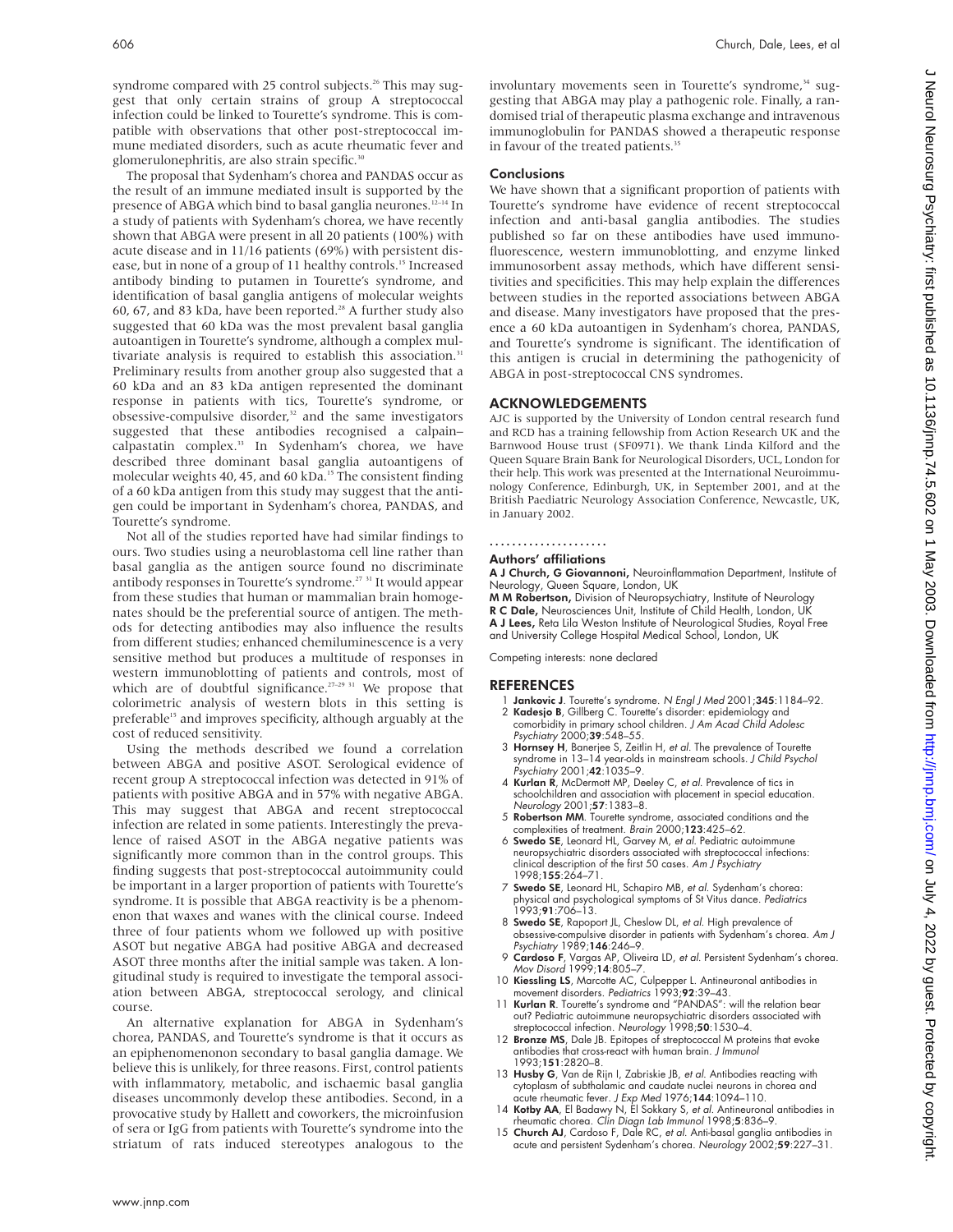syndrome compared with 25 control subjects.[26] This may suggest that only certain strains of group A streptococcal infection could be linked to Tourette's syndrome. This is compatible with observations that other post-streptococcal immune mediated disorders, such as acute rheumatic fever and glomerulonephritis, are also strain specific.[30]

The proposal that Sydenham's chorea and PANDAS occur as the result of an immune mediated insult is supported by the presence of ABGA which bind to basal ganglia neurones.[12–14] In a study of patients with Sydenham's chorea, we have recently shown that ABGA were present in all 20 patients (100%) with acute disease and in 11/16 patients (69%) with persistent disease, but in none of a group of 11 healthy controls.[15] Increased antibody binding to putamen in Tourette's syndrome, and identification of basal ganglia antigens of molecular weights 60, 67, and 83 kDa, have been reported.[28] A further study also suggested that 60 kDa was the most prevalent basal ganglia autoantigen in Tourette's syndrome, although a complex multivariate analysis is required to establish this association.[31] Preliminary results from another group also suggested that a 60 kDa and an 83 kDa antigen represented the dominant response in patients with tics, Tourette's syndrome, or obsessive-compulsive disorder,[32] and the same investigators suggested that these antibodies recognised a calpain–calpastatin complex.[33] In Sydenham's chorea, we have described three dominant basal ganglia autoantigens of molecular weights 40, 45, and 60 kDa.[15] The consistent finding of a 60 kDa antigen from this study may suggest that the antigen could be important in Sydenham's chorea, PANDAS, and Tourette's syndrome.

Not all of the studies reported have had similar findings to ours. Two studies using a neuroblastoma cell line rather than basal ganglia as the antigen source found no discriminate antibody responses in Tourette's syndrome.[27 31] It would appear from these studies that human or mammalian brain homogenates should be the preferential source of antigen. The methods for detecting antibodies may also influence the results from different studies; enhanced chemiluminescence is a very sensitive method but produces a multitude of responses in western immunoblotting of patients and controls, most of which are of doubtful significance.[27–29 31] We propose that colorimetric analysis of western blots in this setting is preferable[15] and improves specificity, although arguably at the cost of reduced sensitivity.

Using the methods described we found a correlation between ABGA and positive ASOT. Serological evidence of recent group A streptococcal infection was detected in 91% of patients with positive ABGA and in 57% with negative ABGA. This may suggest that ABGA and recent streptococcal infection are related in some patients. Interestingly the prevalence of raised ASOT in the ABGA negative patients was significantly more common than in the control groups. This finding suggests that post-streptococcal autoimmunity could be important in a larger proportion of patients with Tourette's syndrome. It is possible that ABGA reactivity is be a phenomenon that waxes and wanes with the clinical course. Indeed three of four patients whom we followed up with positive ASOT but negative ABGA had positive ABGA and decreased ASOT three months after the initial sample was taken. A longitudinal study is required to investigate the temporal association between ABGA, streptococcal serology, and clinical course.

An alternative explanation for ABGA in Sydenham's chorea, PANDAS, and Tourette's syndrome is that it occurs as an epiphenomenonon secondary to basal ganglia damage. We believe this is unlikely, for three reasons. First, control patients with inflammatory, metabolic, and ischaemic basal ganglia diseases uncommonly develop these antibodies. Second, in a provocative study by Hallett and coworkers, the microinfusion of sera or IgG from patients with Tourette's syndrome into the striatum of rats induced stereotypes analogous to the involuntary movements seen in Tourette's syndrome,[34] suggesting that ABGA may play a pathogenic role. Finally, a randomised trial of therapeutic plasma exchange and intravenous immunoglobulin for PANDAS showed a therapeutic response in favour of the treated patients.[35]

### Conclusions

We have shown that a significant proportion of patients with Tourette's syndrome have evidence of recent streptococcal infection and anti-basal ganglia antibodies. The studies published so far on these antibodies have used immunofluorescence, western immunoblotting, and enzyme linked immunosorbent assay methods, which have different sensitivities and specificities. This may help explain the differences between studies in the reported associations between ABGA and disease. Many investigators have proposed that the presence a 60 kDa autoantigen in Sydenham's chorea, PANDAS, and Tourette's syndrome is significant. The identification of this antigen is crucial in determining the pathogenicity of ABGA in post-streptococcal CNS syndromes.

## ACKNOWLEDGEMENTS

AJC is supported by the University of London central research fund and RCD has a training fellowship from Action Research UK and the Barnwood House trust (SF0971). We thank Linda Kilford and the Queen Square Brain Bank for Neurological Disorders, UCL, London for their help. This work was presented at the International Neuroimmunology Conference, Edinburgh, UK, in September 2001, and at the British Paediatric Neurology Association Conference, Newcastle, UK, in January 2002.

### Authors' affiliations

**A J Church, G Giovannoni,** Neuroinflammation Department, Institute of Neurology, Queen Square, London, UK
**M M Robertson,** Division of Neuropsychiatry, Institute of Neurology
**R C Dale,** Neurosciences Unit, Institute of Child Health, London, UK
**A J Lees,** Reta Lila Weston Institute of Neurological Studies, Royal Free and University College Hospital Medical School, London, UK

Competing interests: none declared

## REFERENCES

1. **Jankovic J**. Tourette's syndrome. *N Engl J Med* 2001;**345**:1184–92.
2. **Kadesjo B**, Gillberg C. Tourette's disorder: epidemiology and comorbidity in primary school children. *J Am Acad Child Adolesc Psychiatry* 2000;**39**:548–55.
3. **Hornsey H**, Banerjee S, Zeitlin H, *et al*. The prevalence of Tourette syndrome in 13–14 year-olds in mainstream schools. *J Child Psychol Psychiatry* 2001;**42**:1035–9.
4. **Kurlan R**, McDermott MP, Deeley C, *et al*. Prevalence of tics in schoolchildren and association with placement in special education. *Neurology* 2001;**57**:1383–8.
5. **Robertson MM**. Tourette syndrome, associated conditions and the complexities of treatment. *Brain* 2000;**123**:425–62.
6. **Swedo SE**, Leonard HL, Garvey M, *et al*. Pediatric autoimmune neuropsychiatric disorders associated with streptococcal infections: clinical description of the first 50 cases. *Am J Psychiatry* 1998;**155**:264–71.
7. **Swedo SE**, Leonard HL, Schapiro MB, *et al*. Sydenham's chorea: physical and psychological symptoms of St Vitus dance. *Pediatrics* 1993;**91**:706–13.
8. **Swedo SE**, Rapoport JL, Cheslow DL, *et al*. High prevalence of obsessive-compulsive disorder in patients with Sydenham's chorea. *Am J Psychiatry* 1989;**146**:246–9.
9. **Cardoso F**, Vargas AP, Oliveira LD, *et al*. Persistent Sydenham's chorea. *Mov Disord* 1999;**14**:805–7.
10. **Kiessling LS**, Marcotte AC, Culpepper L. Antineuronal antibodies in movement disorders. *Pediatrics* 1993;**92**:39–43.
11. **Kurlan R**. Tourette's syndrome and "PANDAS": will the relation bear out? Pediatric autoimmune neuropsychiatric disorders associated with streptococcal infection. *Neurology* 1998;**50**:1530–4.
12. **Bronze MS**, Dale JB. Epitopes of streptococcal M proteins that evoke antibodies that cross-react with human brain. *J Immunol* 1993;**151**:2820–8.
13. **Husby G**, Van de Rijn I, Zabriskie JB, *et al*. Antibodies reacting with cytoplasm of subthalamic and caudate nuclei neurons in chorea and acute rheumatic fever. *J Exp Med* 1976;**144**:1094–110.
14. **Kotby AA**, El Badawy N, El Sokkary S, *et al*. Antineuronal antibodies in rheumatic chorea. *Clin Diagn Lab Immunol* 1998;**5**:836–9.
15. **Church AJ**, Cardoso F, Dale RC, *et al*. Anti-basal ganglia antibodies in acute and persistent Sydenham's chorea. *Neurology* 2002;**59**:227–31.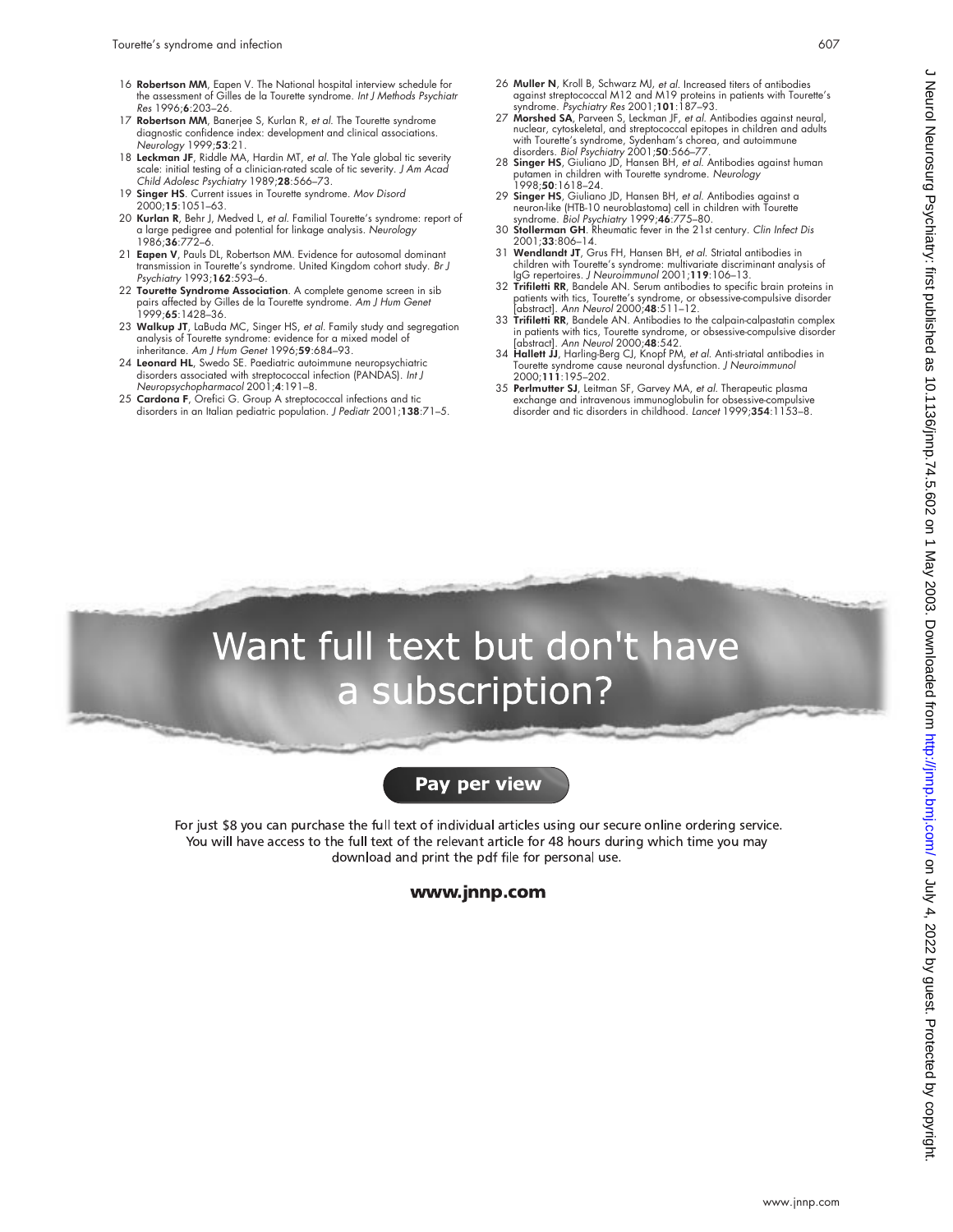16 **Robertson MM**, Eapen V. The National hospital interview schedule for the assessment of Gilles de la Tourette syndrome. *Int J Methods Psychiatr Res* 1996;**6**:203–26.

17 **Robertson MM**, Banerjee S, Kurlan R, *et al*. The Tourette syndrome diagnostic confidence index: development and clinical associations. *Neurology* 1999;**53**:21.

18 **Leckman JF**, Riddle MA, Hardin MT, *et al*. The Yale global tic severity scale: initial testing of a clinician-rated scale of tic severity. *J Am Acad Child Adolesc Psychiatry* 1989;**28**:566–73.

19 **Singer HS**. Current issues in Tourette syndrome. *Mov Disord* 2000;**15**:1051–63.

20 **Kurlan R**, Behr J, Medved L, *et al*. Familial Tourette's syndrome: report of a large pedigree and potential for linkage analysis. *Neurology* 1986;**36**:772–6.

21 **Eapen V**, Pauls DL, Robertson MM. Evidence for autosomal dominant transmission in Tourette's syndrome. United Kingdom cohort study. *Br J Psychiatry* 1993;**162**:593–6.

22 **Tourette Syndrome Association**. A complete genome screen in sib pairs affected by Gilles de la Tourette syndrome. *Am J Hum Genet* 1999;**65**:1428–36.

23 **Walkup JT**, LaBuda MC, Singer HS, *et al*. Family study and segregation analysis of Tourette syndrome: evidence for a mixed model of inheritance. *Am J Hum Genet* 1996;**59**:684–93.

24 **Leonard HL**, Swedo SE. Paediatric autoimmune neuropsychiatric disorders associated with streptococcal infection (PANDAS). *Int J Neuropsychopharmacol* 2001;**4**:191–8.

25 **Cardona F**, Orefici G. Group A streptococcal infections and tic disorders in an Italian pediatric population. *J Pediatr* 2001;**138**:71–5.

26 **Muller N**, Kroll B, Schwarz MJ, *et al*. Increased titers of antibodies against streptococcal M12 and M19 proteins in patients with Tourette's syndrome. *Psychiatry Res* 2001;**101**:187–93.

27 **Morshed SA**, Parveen S, Leckman JF, *et al*. Antibodies against neural, nuclear, cytoskeletal, and streptococcal epitopes in children and adults with Tourette's syndrome, Sydenham's chorea, and autoimmune disorders. *Biol Psychiatry* 2001;**50**:566–77.

28 **Singer HS**, Giuliano JD, Hansen BH, *et al*. Antibodies against human putamen in children with Tourette syndrome. *Neurology* 1998;**50**:1618–24.

29 **Singer HS**, Giuliano JD, Hansen BH, *et al*. Antibodies against a neuron-like (HTB-10 neuroblastoma) cell in children with Tourette syndrome. *Biol Psychiatry* 1999;**46**:775–80.

30 **Stollerman GH**. Rheumatic fever in the 21st century. *Clin Infect Dis* 2001;**33**:806–14.

31 **Wendlandt JT**, Grus FH, Hansen BH, *et al*. Striatal antibodies in children with Tourette's syndrome: multivariate discriminant analysis of IgG repertoires. *J Neuroimmunol* 2001;**119**:106–13.

32 **Trifiletti RR**, Bandele AN. Serum antibodies to specific brain proteins in patients with tics, Tourette's syndrome, or obsessive-compulsive disorder [abstract]. *Ann Neurol* 2000;**48**:511–12.

33 **Trifiletti RR**, Bandele AN. Antibodies to the calpain-calpastatin complex in patients with tics, Tourette syndrome, or obsessive-compulsive disorder [abstract]. *Ann Neurol* 2000;**48**:542.

34 **Hallett JJ**, Harling-Berg CJ, Knopf PM, *et al*. Anti-striatal antibodies in Tourette syndrome cause neuronal dysfunction. *J Neuroimmunol* 2000;**111**:195–202.

35 **Perlmutter SJ**, Leitman SF, Garvey MA, *et al*. Therapeutic plasma exchange and intravenous immunoglobulin for obsessive-compulsive disorder and tic disorders in childhood. *Lancet* 1999;**354**:1153–8.